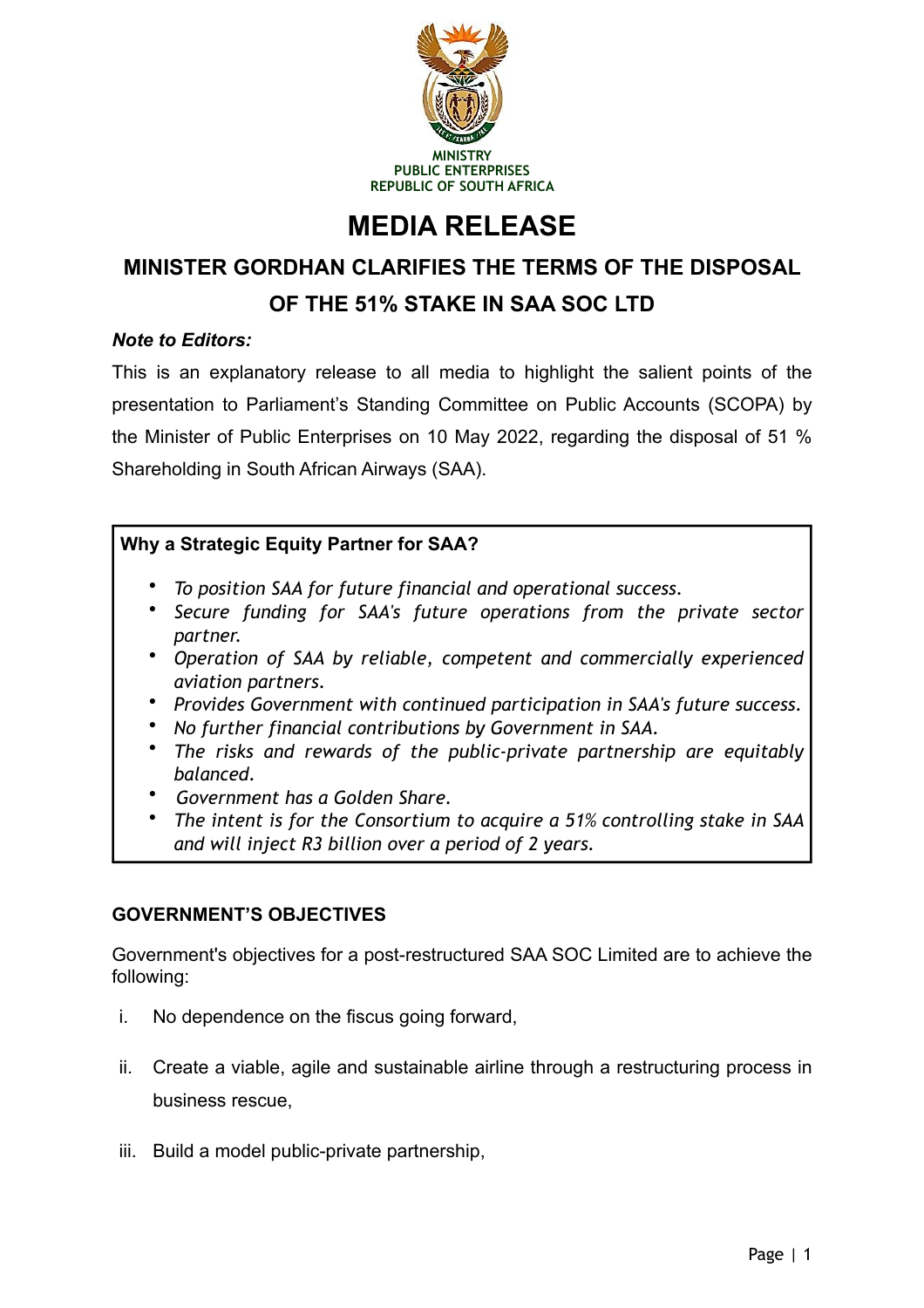MINISTRY
PUBLIC ENTERPRISES
REPUBLIC OF SOUTH AFRICA

# MEDIA RELEASE

## MINISTER GORDHAN CLARIFIES THE TERMS OF THE DISPOSAL OF THE 51% STAKE IN SAA SOC LTD

***Note to Editors:***

This is an explanatory release to all media to highlight the salient points of the presentation to Parliament's Standing Committee on Public Accounts (SCOPA) by the Minister of Public Enterprises on 10 May 2022, regarding the disposal of 51 % Shareholding in South African Airways (SAA).

**Why a Strategic Equity Partner for SAA?**

- *To position SAA for future financial and operational success.*
- *Secure funding for SAA's future operations from the private sector partner.*
- *Operation of SAA by reliable, competent and commercially experienced aviation partners.*
- *Provides Government with continued participation in SAA's future success.*
- *No further financial contributions by Government in SAA.*
- *The risks and rewards of the public-private partnership are equitably balanced.*
- *Government has a Golden Share.*
- *The intent is for the Consortium to acquire a 51% controlling stake in SAA and will inject R3 billion over a period of 2 years.*

### GOVERNMENT'S OBJECTIVES

Government's objectives for a post-restructured SAA SOC Limited are to achieve the following:

i. No dependence on the fiscus going forward,

ii. Create a viable, agile and sustainable airline through a restructuring process in business rescue,

iii. Build a model public-private partnership,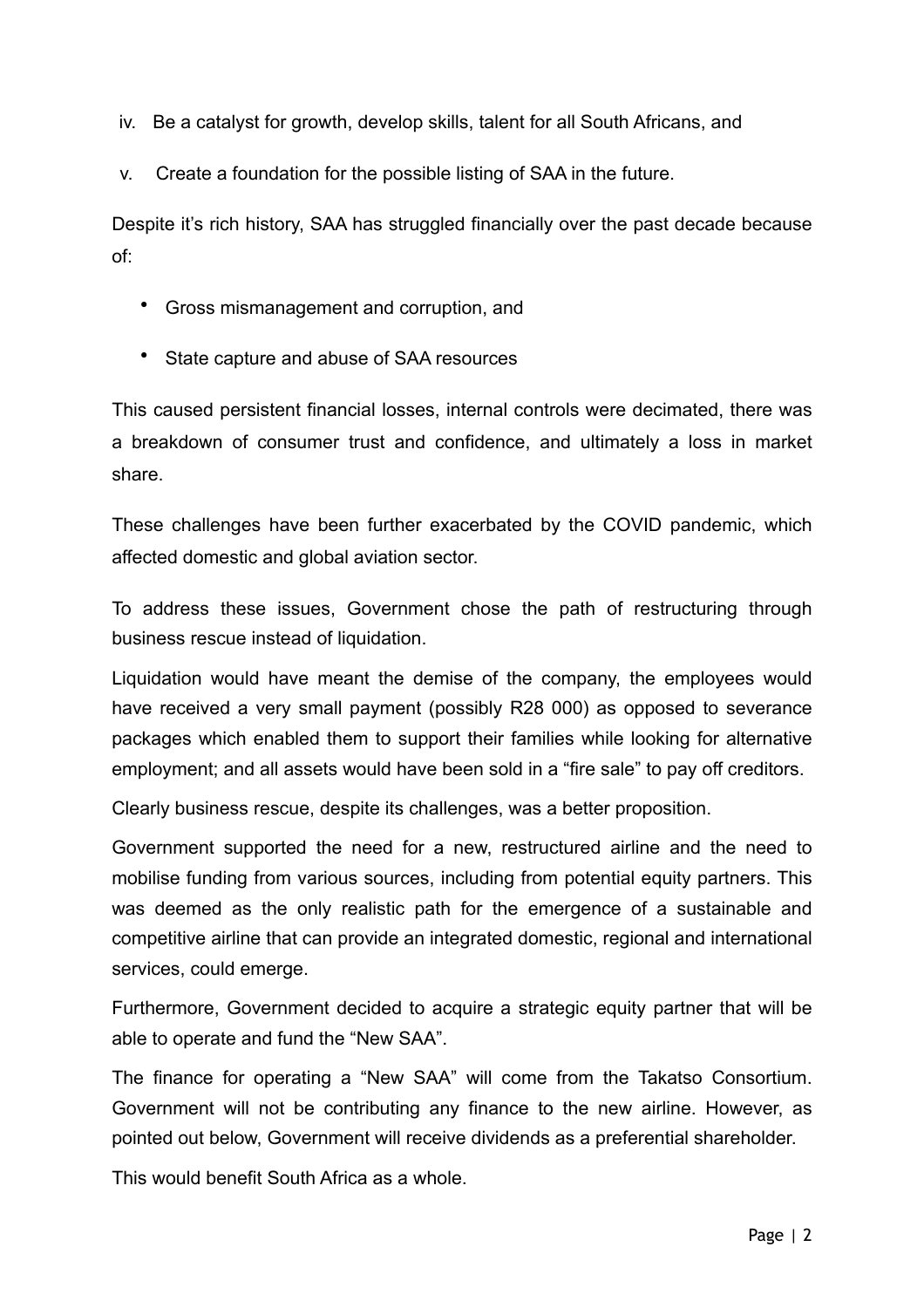iv. Be a catalyst for growth, develop skills, talent for all South Africans, and

v. Create a foundation for the possible listing of SAA in the future.

Despite it's rich history, SAA has struggled financially over the past decade because of:

- Gross mismanagement and corruption, and
- State capture and abuse of SAA resources

This caused persistent financial losses, internal controls were decimated, there was a breakdown of consumer trust and confidence, and ultimately a loss in market share.

These challenges have been further exacerbated by the COVID pandemic, which affected domestic and global aviation sector.

To address these issues, Government chose the path of restructuring through business rescue instead of liquidation.

Liquidation would have meant the demise of the company, the employees would have received a very small payment (possibly R28 000) as opposed to severance packages which enabled them to support their families while looking for alternative employment; and all assets would have been sold in a "fire sale" to pay off creditors.

Clearly business rescue, despite its challenges, was a better proposition.

Government supported the need for a new, restructured airline and the need to mobilise funding from various sources, including from potential equity partners. This was deemed as the only realistic path for the emergence of a sustainable and competitive airline that can provide an integrated domestic, regional and international services, could emerge.

Furthermore, Government decided to acquire a strategic equity partner that will be able to operate and fund the "New SAA".

The finance for operating a "New SAA" will come from the Takatso Consortium. Government will not be contributing any finance to the new airline. However, as pointed out below, Government will receive dividends as a preferential shareholder.

This would benefit South Africa as a whole.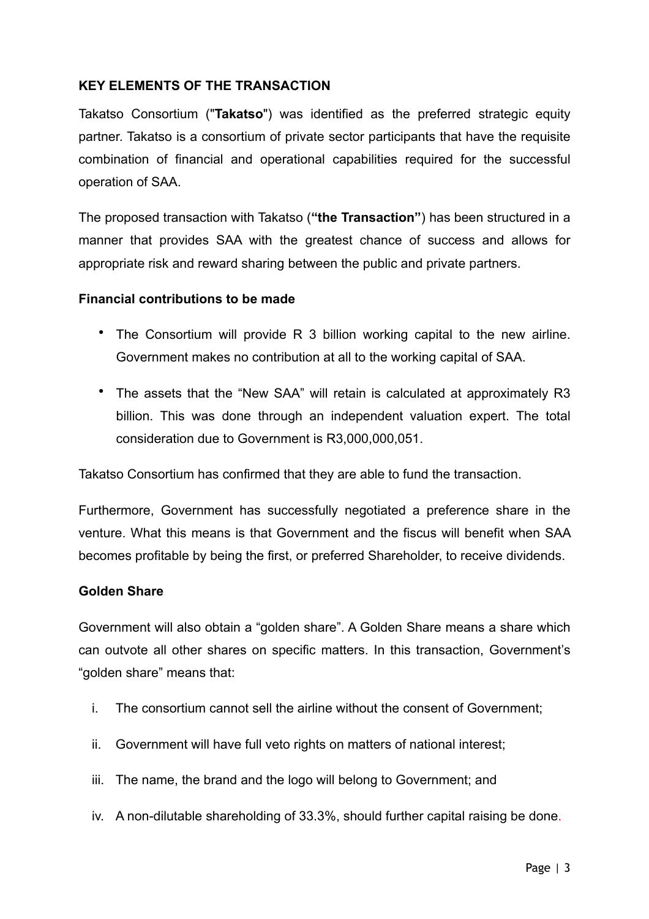## KEY ELEMENTS OF THE TRANSACTION

Takatso Consortium ("**Takatso**") was identified as the preferred strategic equity partner. Takatso is a consortium of private sector participants that have the requisite combination of financial and operational capabilities required for the successful operation of SAA.

The proposed transaction with Takatso (**"the Transaction"**) has been structured in a manner that provides SAA with the greatest chance of success and allows for appropriate risk and reward sharing between the public and private partners.

### Financial contributions to be made

- The Consortium will provide R 3 billion working capital to the new airline. Government makes no contribution at all to the working capital of SAA.
- The assets that the "New SAA" will retain is calculated at approximately R3 billion. This was done through an independent valuation expert. The total consideration due to Government is R3,000,000,051.

Takatso Consortium has confirmed that they are able to fund the transaction.

Furthermore, Government has successfully negotiated a preference share in the venture. What this means is that Government and the fiscus will benefit when SAA becomes profitable by being the first, or preferred Shareholder, to receive dividends.

### Golden Share

Government will also obtain a "golden share". A Golden Share means a share which can outvote all other shares on specific matters. In this transaction, Government's "golden share" means that:

i. The consortium cannot sell the airline without the consent of Government;

ii. Government will have full veto rights on matters of national interest;

iii. The name, the brand and the logo will belong to Government; and

iv. A non-dilutable shareholding of 33.3%, should further capital raising be done.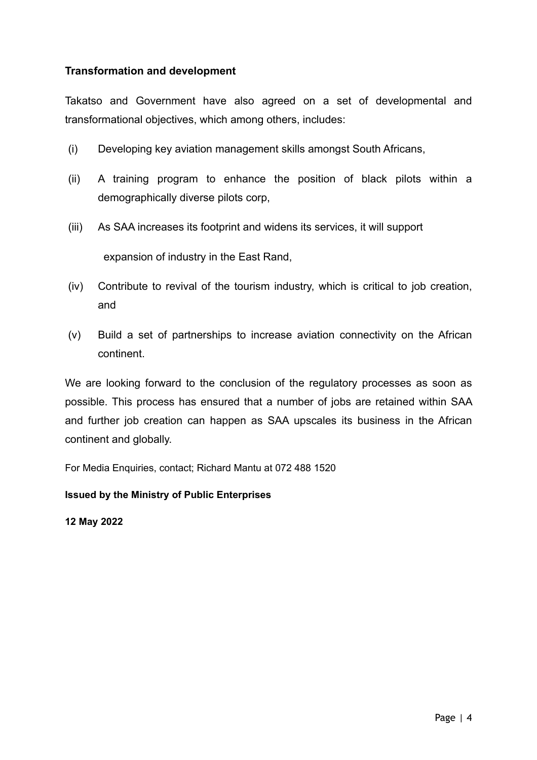**Transformation and development**

Takatso and Government have also agreed on a set of developmental and transformational objectives, which among others, includes:

(i) Developing key aviation management skills amongst South Africans,

(ii) A training program to enhance the position of black pilots within a demographically diverse pilots corp,

(iii) As SAA increases its footprint and widens its services, it will support expansion of industry in the East Rand,

(iv) Contribute to revival of the tourism industry, which is critical to job creation, and

(v) Build a set of partnerships to increase aviation connectivity on the African continent.

We are looking forward to the conclusion of the regulatory processes as soon as possible. This process has ensured that a number of jobs are retained within SAA and further job creation can happen as SAA upscales its business in the African continent and globally.

For Media Enquiries, contact; Richard Mantu at 072 488 1520

**Issued by the Ministry of Public Enterprises**

**12 May 2022**